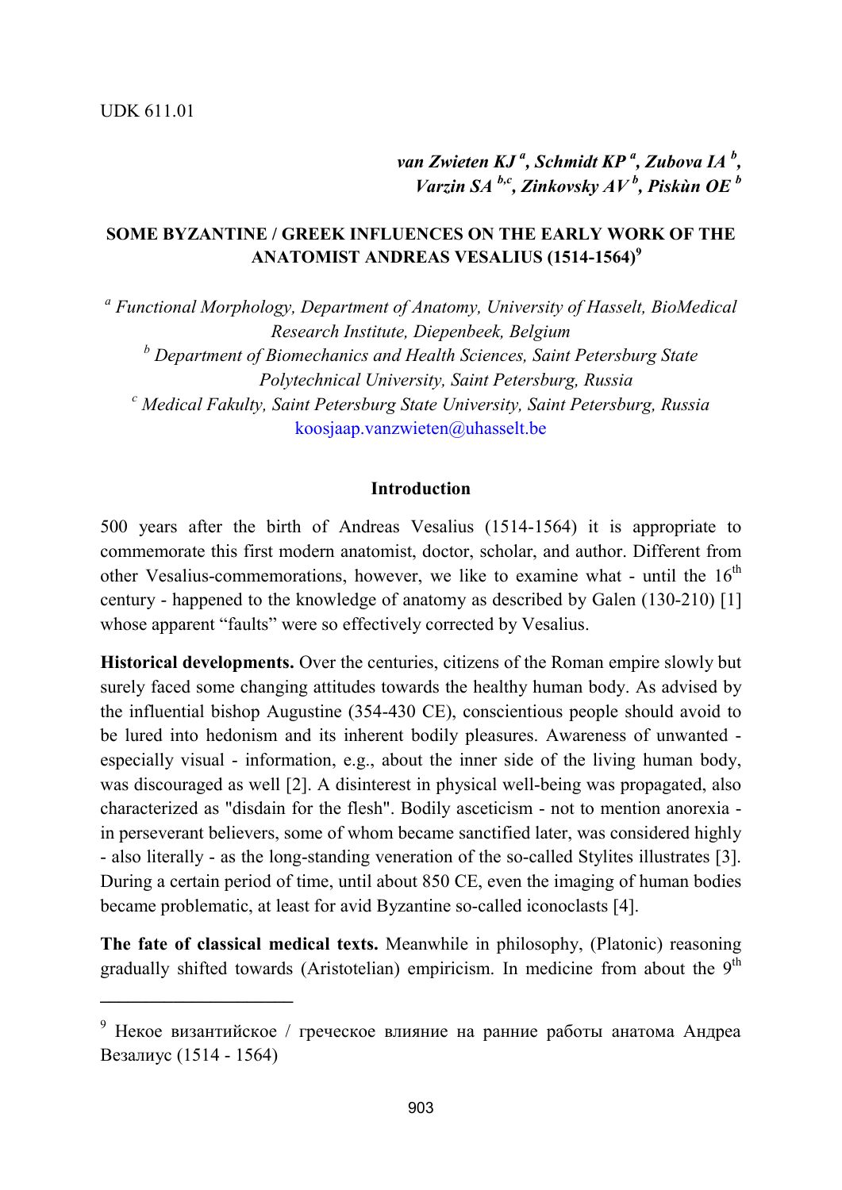UDK 611.01

***van Zwieten KJ [a], Schmidt KP [a], Zubova IA [b], Varzin SA [b,c], Zinkovsky AV [b], Piskùn OE [b]***

# SOME BYZANTINE / GREEK INFLUENCES ON THE EARLY WORK OF THE ANATOMIST ANDREAS VESALIUS (1514-1564)[9]

[a] *Functional Morphology, Department of Anatomy, University of Hasselt, BioMedical Research Institute, Diepenbeek, Belgium*

[b] *Department of Biomechanics and Health Sciences, Saint Petersburg State Polytechnical University, Saint Petersburg, Russia*

[c] *Medical Fakulty, Saint Petersburg State University, Saint Petersburg, Russia*

koosjaap.vanzwieten@uhasselt.be

## Introduction

500 years after the birth of Andreas Vesalius (1514-1564) it is appropriate to commemorate this first modern anatomist, doctor, scholar, and author. Different from other Vesalius-commemorations, however, we like to examine what - until the 16th century - happened to the knowledge of anatomy as described by Galen (130-210) [1] whose apparent "faults" were so effectively corrected by Vesalius.

**Historical developments.** Over the centuries, citizens of the Roman empire slowly but surely faced some changing attitudes towards the healthy human body. As advised by the influential bishop Augustine (354-430 CE), conscientious people should avoid to be lured into hedonism and its inherent bodily pleasures. Awareness of unwanted - especially visual - information, e.g., about the inner side of the living human body, was discouraged as well [2]. A disinterest in physical well-being was propagated, also characterized as "disdain for the flesh". Bodily asceticism - not to mention anorexia - in perseverant believers, some of whom became sanctified later, was considered highly - also literally - as the long-standing veneration of the so-called Stylites illustrates [3]. During a certain period of time, until about 850 CE, even the imaging of human bodies became problematic, at least for avid Byzantine so-called iconoclasts [4].

**The fate of classical medical texts.** Meanwhile in philosophy, (Platonic) reasoning gradually shifted towards (Aristotelian) empiricism. In medicine from about the 9th

---

[9] Некое византийское / греческое влияние на ранние работы анатома Андреа Везалиус (1514 - 1564)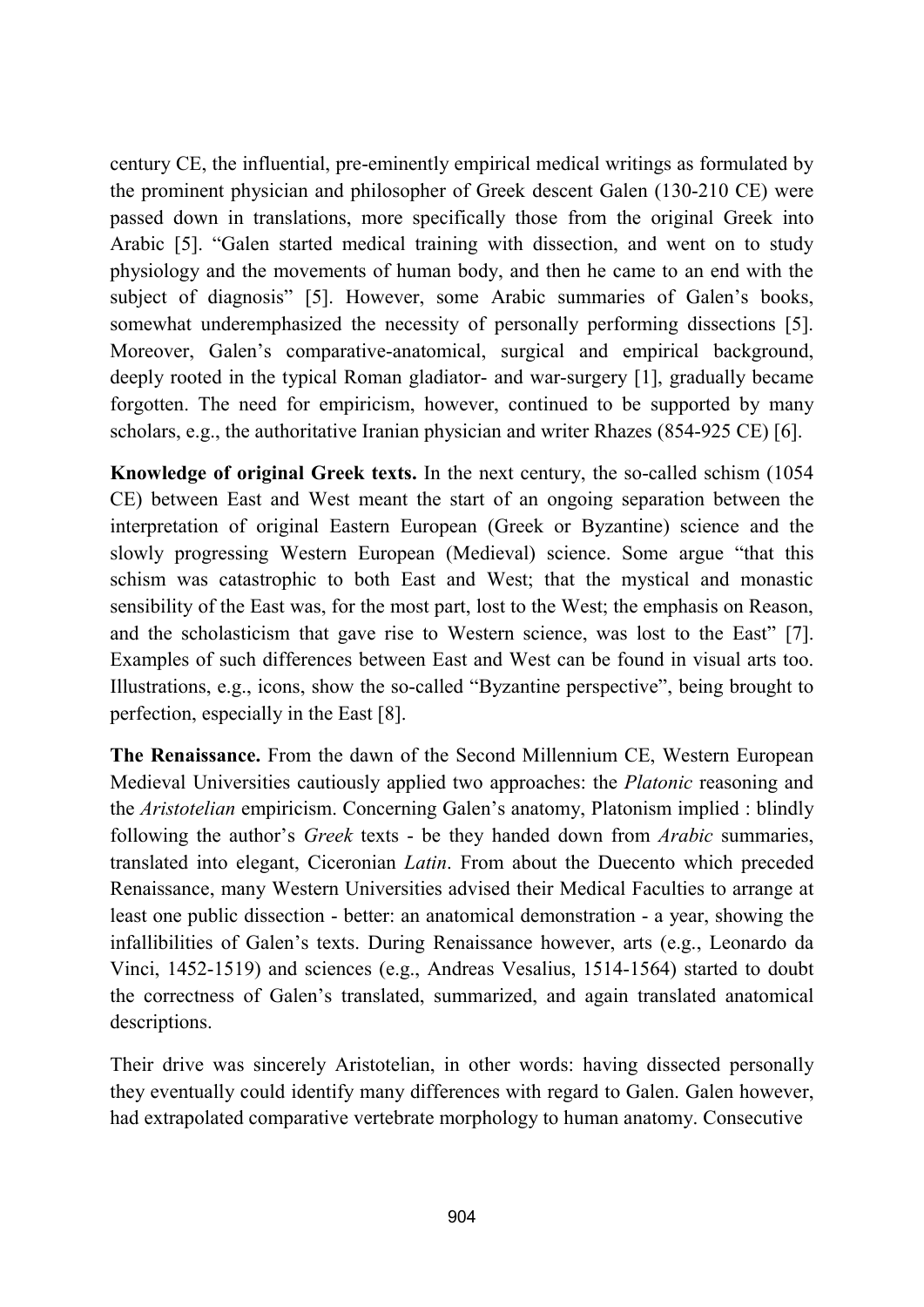century CE, the influential, pre-eminently empirical medical writings as formulated by the prominent physician and philosopher of Greek descent Galen (130-210 CE) were passed down in translations, more specifically those from the original Greek into Arabic [5]. "Galen started medical training with dissection, and went on to study physiology and the movements of human body, and then he came to an end with the subject of diagnosis" [5]. However, some Arabic summaries of Galen's books, somewhat underemphasized the necessity of personally performing dissections [5]. Moreover, Galen's comparative-anatomical, surgical and empirical background, deeply rooted in the typical Roman gladiator- and war-surgery [1], gradually became forgotten. The need for empiricism, however, continued to be supported by many scholars, e.g., the authoritative Iranian physician and writer Rhazes (854-925 CE) [6].

**Knowledge of original Greek texts.** In the next century, the so-called schism (1054 CE) between East and West meant the start of an ongoing separation between the interpretation of original Eastern European (Greek or Byzantine) science and the slowly progressing Western European (Medieval) science. Some argue "that this schism was catastrophic to both East and West; that the mystical and monastic sensibility of the East was, for the most part, lost to the West; the emphasis on Reason, and the scholasticism that gave rise to Western science, was lost to the East" [7]. Examples of such differences between East and West can be found in visual arts too. Illustrations, e.g., icons, show the so-called "Byzantine perspective", being brought to perfection, especially in the East [8].

**The Renaissance.** From the dawn of the Second Millennium CE, Western European Medieval Universities cautiously applied two approaches: the *Platonic* reasoning and the *Aristotelian* empiricism. Concerning Galen's anatomy, Platonism implied : blindly following the author's *Greek* texts - be they handed down from *Arabic* summaries, translated into elegant, Ciceronian *Latin*. From about the Duecento which preceded Renaissance, many Western Universities advised their Medical Faculties to arrange at least one public dissection - better: an anatomical demonstration - a year, showing the infallibilities of Galen's texts. During Renaissance however, arts (e.g., Leonardo da Vinci, 1452-1519) and sciences (e.g., Andreas Vesalius, 1514-1564) started to doubt the correctness of Galen's translated, summarized, and again translated anatomical descriptions.

Their drive was sincerely Aristotelian, in other words: having dissected personally they eventually could identify many differences with regard to Galen. Galen however, had extrapolated comparative vertebrate morphology to human anatomy. Consecutive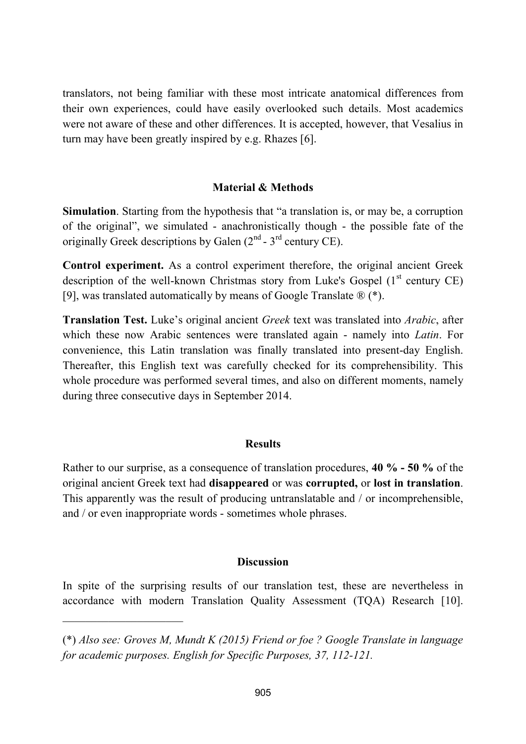translators, not being familiar with these most intricate anatomical differences from their own experiences, could have easily overlooked such details. Most academics were not aware of these and other differences. It is accepted, however, that Vesalius in turn may have been greatly inspired by e.g. Rhazes [6].

## Material & Methods

**Simulation**. Starting from the hypothesis that "a translation is, or may be, a corruption of the original", we simulated - anachronistically though - the possible fate of the originally Greek descriptions by Galen (2nd - 3rd century CE).

**Control experiment.** As a control experiment therefore, the original ancient Greek description of the well-known Christmas story from Luke's Gospel (1st century CE) [9], was translated automatically by means of Google Translate ® (*).

**Translation Test.** Luke's original ancient *Greek* text was translated into *Arabic*, after which these now Arabic sentences were translated again - namely into *Latin*. For convenience, this Latin translation was finally translated into present-day English. Thereafter, this English text was carefully checked for its comprehensibility. This whole procedure was performed several times, and also on different moments, namely during three consecutive days in September 2014.

## Results

Rather to our surprise, as a consequence of translation procedures, **40 % - 50 %** of the original ancient Greek text had **disappeared** or was **corrupted,** or **lost in translation**. This apparently was the result of producing untranslatable and / or incomprehensible, and / or even inappropriate words - sometimes whole phrases.

## Discussion

In spite of the surprising results of our translation test, these are nevertheless in accordance with modern Translation Quality Assessment (TQA) Research [10].

---

(*) *Also see: Groves M, Mundt K (2015) Friend or foe ? Google Translate in language for academic purposes. English for Specific Purposes, 37, 112-121.*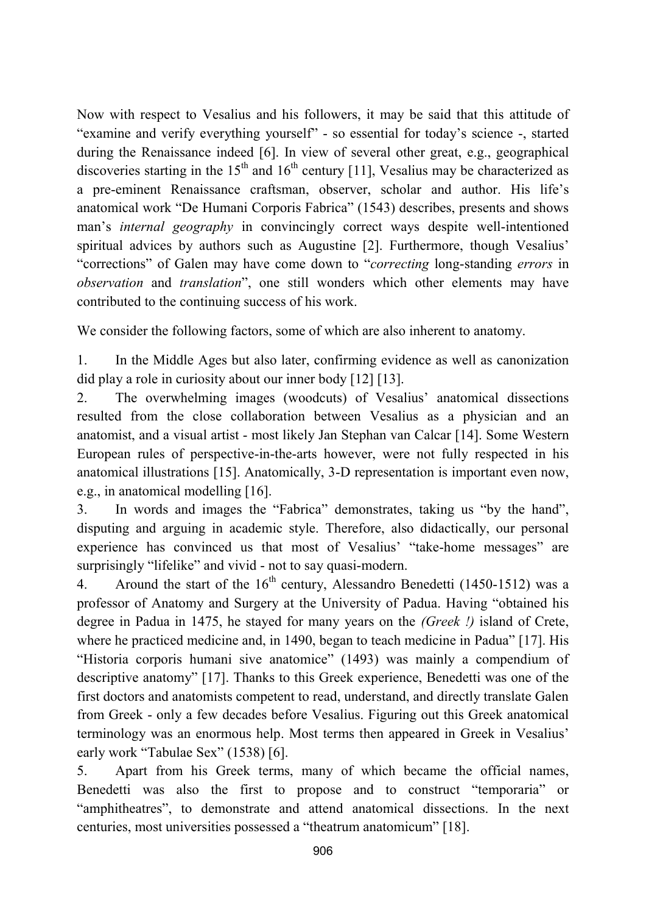Now with respect to Vesalius and his followers, it may be said that this attitude of "examine and verify everything yourself" - so essential for today's science -, started during the Renaissance indeed [6]. In view of several other great, e.g., geographical discoveries starting in the 15th and 16th century [11], Vesalius may be characterized as a pre-eminent Renaissance craftsman, observer, scholar and author. His life's anatomical work "De Humani Corporis Fabrica" (1543) describes, presents and shows man's *internal geography* in convincingly correct ways despite well-intentioned spiritual advices by authors such as Augustine [2]. Furthermore, though Vesalius' "corrections" of Galen may have come down to "*correcting* long-standing *errors* in *observation* and *translation*", one still wonders which other elements may have contributed to the continuing success of his work.

We consider the following factors, some of which are also inherent to anatomy.

1. In the Middle Ages but also later, confirming evidence as well as canonization did play a role in curiosity about our inner body [12] [13].
2. The overwhelming images (woodcuts) of Vesalius' anatomical dissections resulted from the close collaboration between Vesalius as a physician and an anatomist, and a visual artist - most likely Jan Stephan van Calcar [14]. Some Western European rules of perspective-in-the-arts however, were not fully respected in his anatomical illustrations [15]. Anatomically, 3-D representation is important even now, e.g., in anatomical modelling [16].
3. In words and images the "Fabrica" demonstrates, taking us "by the hand", disputing and arguing in academic style. Therefore, also didactically, our personal experience has convinced us that most of Vesalius' "take-home messages" are surprisingly "lifelike" and vivid - not to say quasi-modern.
4. Around the start of the 16th century, Alessandro Benedetti (1450-1512) was a professor of Anatomy and Surgery at the University of Padua. Having "obtained his degree in Padua in 1475, he stayed for many years on the *(Greek !)* island of Crete, where he practiced medicine and, in 1490, began to teach medicine in Padua" [17]. His "Historia corporis humani sive anatomice" (1493) was mainly a compendium of descriptive anatomy" [17]. Thanks to this Greek experience, Benedetti was one of the first doctors and anatomists competent to read, understand, and directly translate Galen from Greek - only a few decades before Vesalius. Figuring out this Greek anatomical terminology was an enormous help. Most terms then appeared in Greek in Vesalius' early work "Tabulae Sex" (1538) [6].
5. Apart from his Greek terms, many of which became the official names, Benedetti was also the first to propose and to construct "temporaria" or "amphitheatres", to demonstrate and attend anatomical dissections. In the next centuries, most universities possessed a "theatrum anatomicum" [18].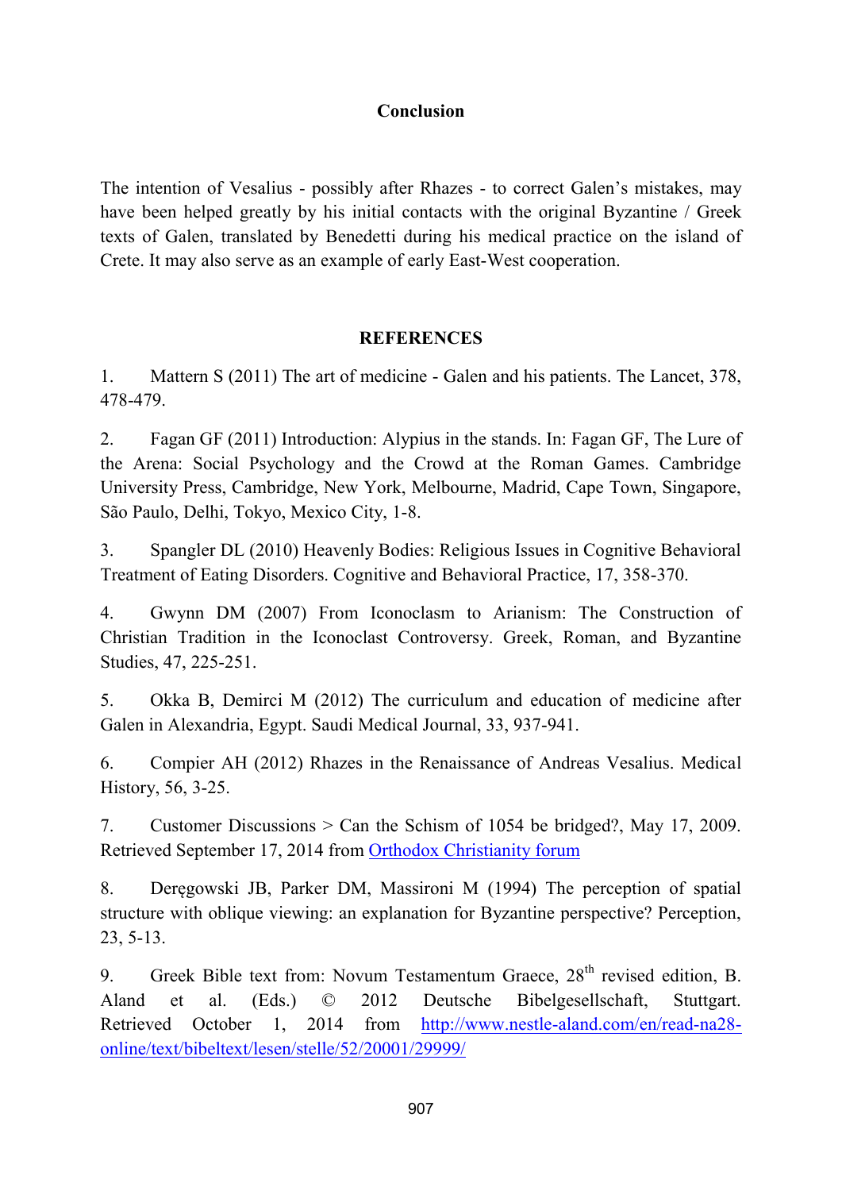## Conclusion

The intention of Vesalius - possibly after Rhazes - to correct Galen's mistakes, may have been helped greatly by his initial contacts with the original Byzantine / Greek texts of Galen, translated by Benedetti during his medical practice on the island of Crete. It may also serve as an example of early East-West cooperation.

## REFERENCES

1. Mattern S (2011) The art of medicine - Galen and his patients. The Lancet, 378, 478-479.

2. Fagan GF (2011) Introduction: Alypius in the stands. In: Fagan GF, The Lure of the Arena: Social Psychology and the Crowd at the Roman Games. Cambridge University Press, Cambridge, New York, Melbourne, Madrid, Cape Town, Singapore, São Paulo, Delhi, Tokyo, Mexico City, 1-8.

3. Spangler DL (2010) Heavenly Bodies: Religious Issues in Cognitive Behavioral Treatment of Eating Disorders. Cognitive and Behavioral Practice, 17, 358-370.

4. Gwynn DM (2007) From Iconoclasm to Arianism: The Construction of Christian Tradition in the Iconoclast Controversy. Greek, Roman, and Byzantine Studies, 47, 225-251.

5. Okka B, Demirci M (2012) The curriculum and education of medicine after Galen in Alexandria, Egypt. Saudi Medical Journal, 33, 937-941.

6. Compier AH (2012) Rhazes in the Renaissance of Andreas Vesalius. Medical History, 56, 3-25.

7. Customer Discussions > Can the Schism of 1054 be bridged?, May 17, 2009. Retrieved September 17, 2014 from Orthodox Christianity forum

8. Deręgowski JB, Parker DM, Massironi M (1994) The perception of spatial structure with oblique viewing: an explanation for Byzantine perspective? Perception, 23, 5-13.

9. Greek Bible text from: Novum Testamentum Graece, 28th revised edition, B. Aland et al. (Eds.) © 2012 Deutsche Bibelgesellschaft, Stuttgart. Retrieved October 1, 2014 from http://www.nestle-aland.com/en/read-na28-online/text/bibeltext/lesen/stelle/52/20001/29999/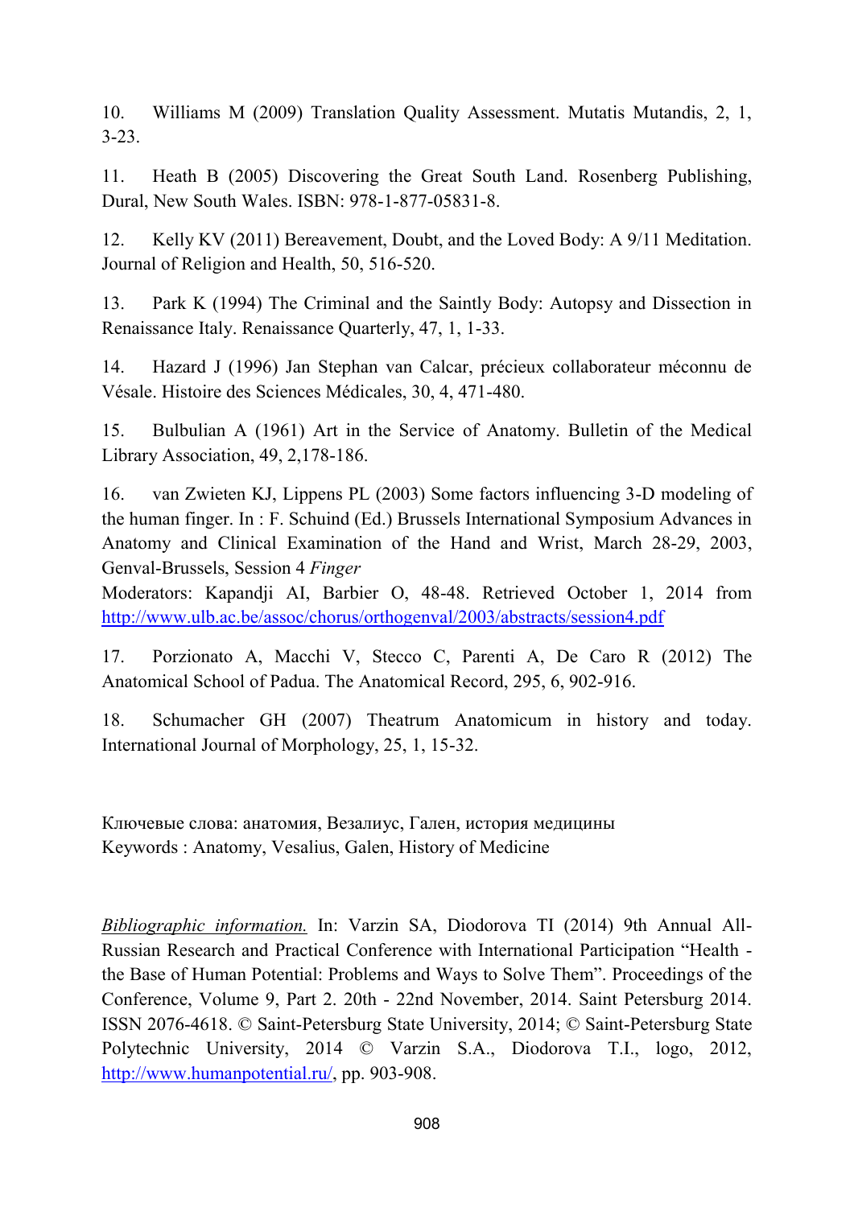10. Williams M (2009) Translation Quality Assessment. Mutatis Mutandis, 2, 1, 3-23.

11. Heath B (2005) Discovering the Great South Land. Rosenberg Publishing, Dural, New South Wales. ISBN: 978-1-877-05831-8.

12. Kelly KV (2011) Bereavement, Doubt, and the Loved Body: A 9/11 Meditation. Journal of Religion and Health, 50, 516-520.

13. Park K (1994) The Criminal and the Saintly Body: Autopsy and Dissection in Renaissance Italy. Renaissance Quarterly, 47, 1, 1-33.

14. Hazard J (1996) Jan Stephan van Calcar, précieux collaborateur méconnu de Vésale. Histoire des Sciences Médicales, 30, 4, 471-480.

15. Bulbulian A (1961) Art in the Service of Anatomy. Bulletin of the Medical Library Association, 49, 2,178-186.

16. van Zwieten KJ, Lippens PL (2003) Some factors influencing 3-D modeling of the human finger. In : F. Schuind (Ed.) Brussels International Symposium Advances in Anatomy and Clinical Examination of the Hand and Wrist, March 28-29, 2003, Genval-Brussels, Session 4 *Finger*
Moderators: Kapandji AI, Barbier O, 48-48. Retrieved October 1, 2014 from http://www.ulb.ac.be/assoc/chorus/orthogenval/2003/abstracts/session4.pdf

17. Porzionato A, Macchi V, Stecco C, Parenti A, De Caro R (2012) The Anatomical School of Padua. The Anatomical Record, 295, 6, 902-916.

18. Schumacher GH (2007) Theatrum Anatomicum in history and today. International Journal of Morphology, 25, 1, 15-32.

Ключевые слова: анатомия, Везалиус, Гален, история медицины
Keywords : Anatomy, Vesalius, Galen, History of Medicine

*Bibliographic information.* In: Varzin SA, Diodorova TI (2014) 9th Annual All-Russian Research and Practical Conference with International Participation "Health - the Base of Human Potential: Problems and Ways to Solve Them". Proceedings of the Conference, Volume 9, Part 2. 20th - 22nd November, 2014. Saint Petersburg 2014. ISSN 2076-4618. © Saint-Petersburg State University, 2014; © Saint-Petersburg State Polytechnic University, 2014 © Varzin S.A., Diodorova T.I., logo, 2012, http://www.humanpotential.ru/, pp. 903-908.